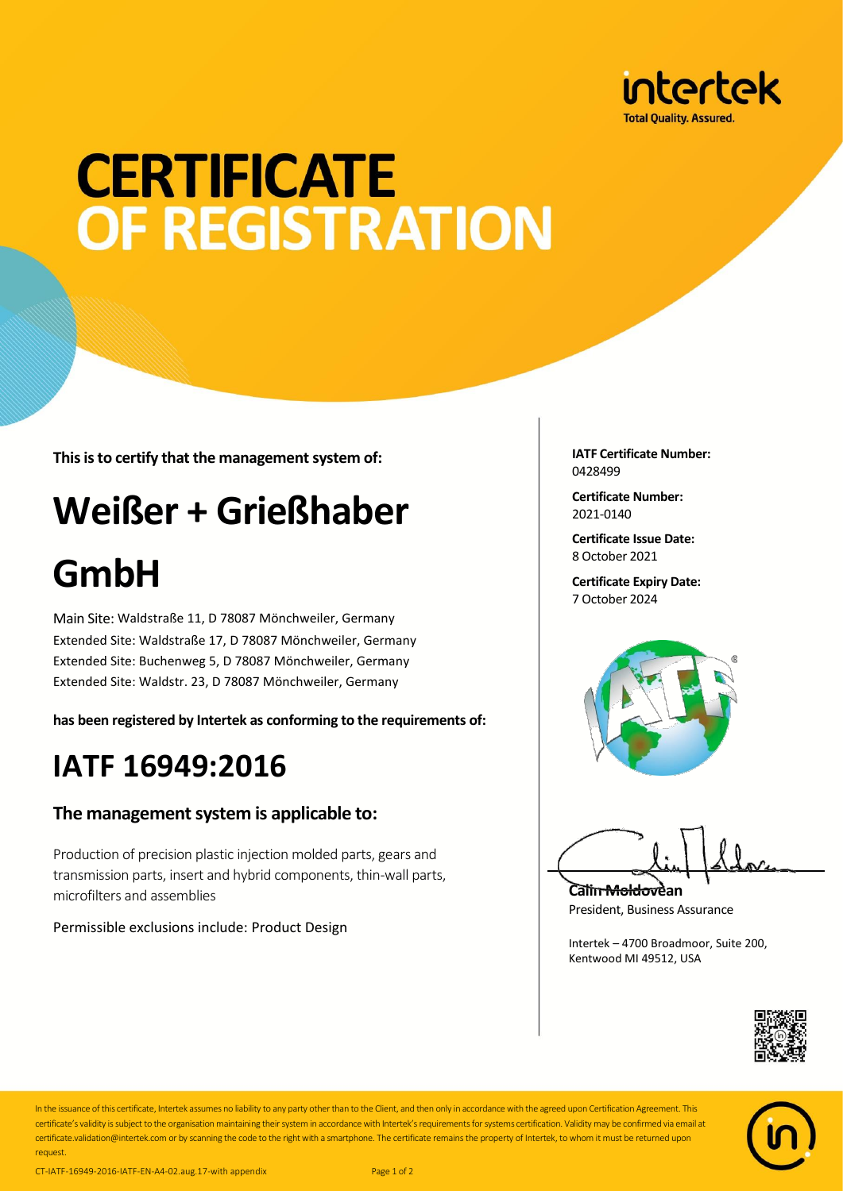intertek
Total Quality. Assured.

# CERTIFICATE OF REGISTRATION

**This is to certify that the management system of:**

# Weißer + Grießhaber GmbH

Main Site: Waldstraße 11, D 78087 Mönchweiler, Germany
Extended Site: Waldstraße 17, D 78087 Mönchweiler, Germany
Extended Site: Buchenweg 5, D 78087 Mönchweiler, Germany
Extended Site: Waldstr. 23, D 78087 Mönchweiler, Germany

**has been registered by Intertek as conforming to the requirements of:**

# IATF 16949:2016

## The management system is applicable to:

Production of precision plastic injection molded parts, gears and transmission parts, insert and hybrid components, thin-wall parts, microfilters and assemblies

Permissible exclusions include: Product Design

**IATF Certificate Number:**
0428499

**Certificate Number:**
2021-0140

**Certificate Issue Date:**
8 October 2021

**Certificate Expiry Date:**
7 October 2024

**Calin Moldovean**
President, Business Assurance

Intertek – 4700 Broadmoor, Suite 200,
Kentwood MI 49512, USA

In the issuance of this certificate, Intertek assumes no liability to any party other than to the Client, and then only in accordance with the agreed upon Certification Agreement. This certificate's validity is subject to the organisation maintaining their system in accordance with Intertek's requirements for systems certification. Validity may be confirmed via email at certificate.validation@intertek.com or by scanning the code to the right with a smartphone. The certificate remains the property of Intertek, to whom it must be returned upon request.

CT-IATF-16949-2016-IATF-EN-A4-02.aug.17-with appendix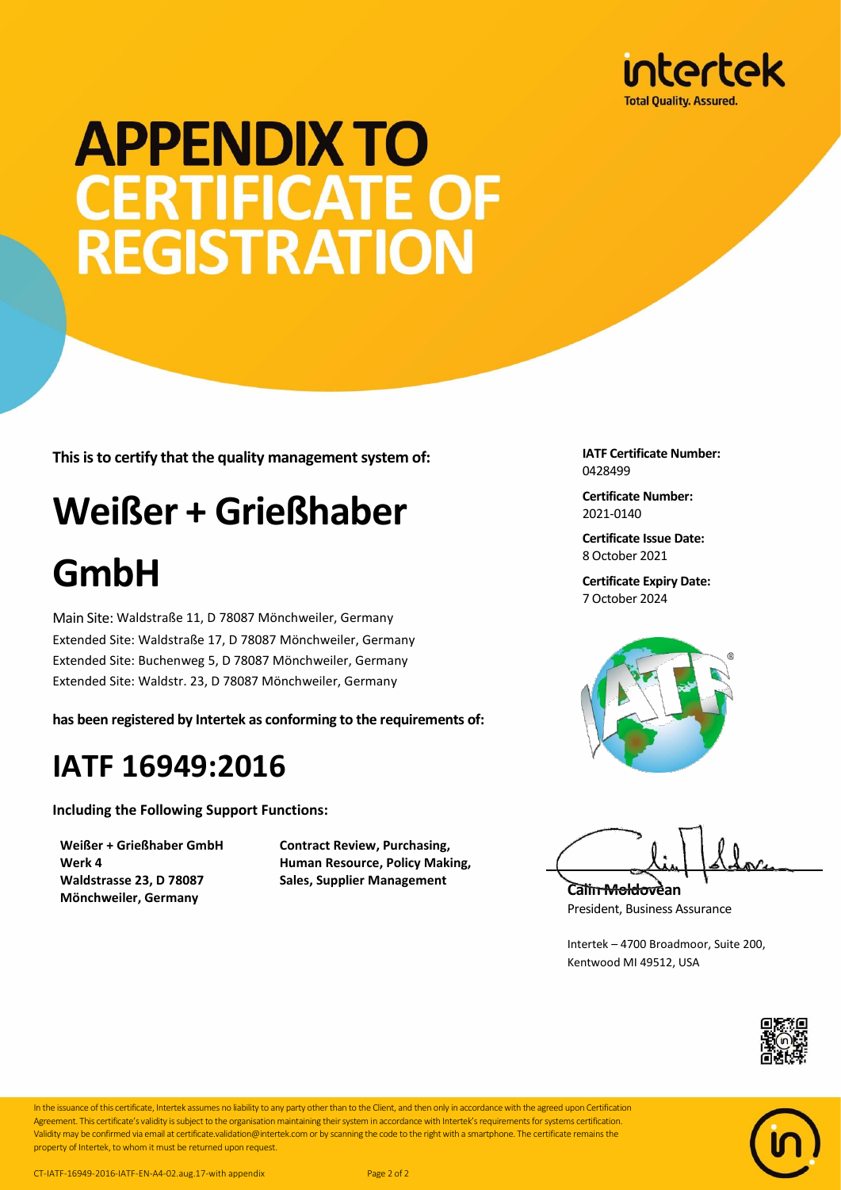intertek
Total Quality. Assured.

# APPENDIX TO CERTIFICATE OF REGISTRATION

**This is to certify that the quality management system of:**

# Weißer + Grießhaber GmbH

Main Site: Waldstraße 11, D 78087 Mönchweiler, Germany
Extended Site: Waldstraße 17, D 78087 Mönchweiler, Germany
Extended Site: Buchenweg 5, D 78087 Mönchweiler, Germany
Extended Site: Waldstr. 23, D 78087 Mönchweiler, Germany

**has been registered by Intertek as conforming to the requirements of:**

# IATF 16949:2016

**Including the Following Support Functions:**

| | |
|---|---|
| **Weißer + Grießhaber GmbH Werk 4 Waldstrasse 23, D 78087 Mönchweiler, Germany** | **Contract Review, Purchasing, Human Resource, Policy Making, Sales, Supplier Management** |

**IATF Certificate Number:**
0428499

**Certificate Number:**
2021-0140

**Certificate Issue Date:**
8 October 2021

**Certificate Expiry Date:**
7 October 2024

**Calin Moldovean**
President, Business Assurance

Intertek – 4700 Broadmoor, Suite 200,
Kentwood MI 49512, USA

In the issuance of this certificate, Intertek assumes no liability to any party other than to the Client, and then only in accordance with the agreed upon Certification Agreement. This certificate's validity is subject to the organisation maintaining their system in accordance with Intertek's requirements for systems certification. Validity may be confirmed via email at certificate.validation@intertek.com or by scanning the code to the right with a smartphone. The certificate remains the property of Intertek, to whom it must be returned upon request.

CT-IATF-16949-2016-IATF-EN-A4-02.aug.17-with appendix